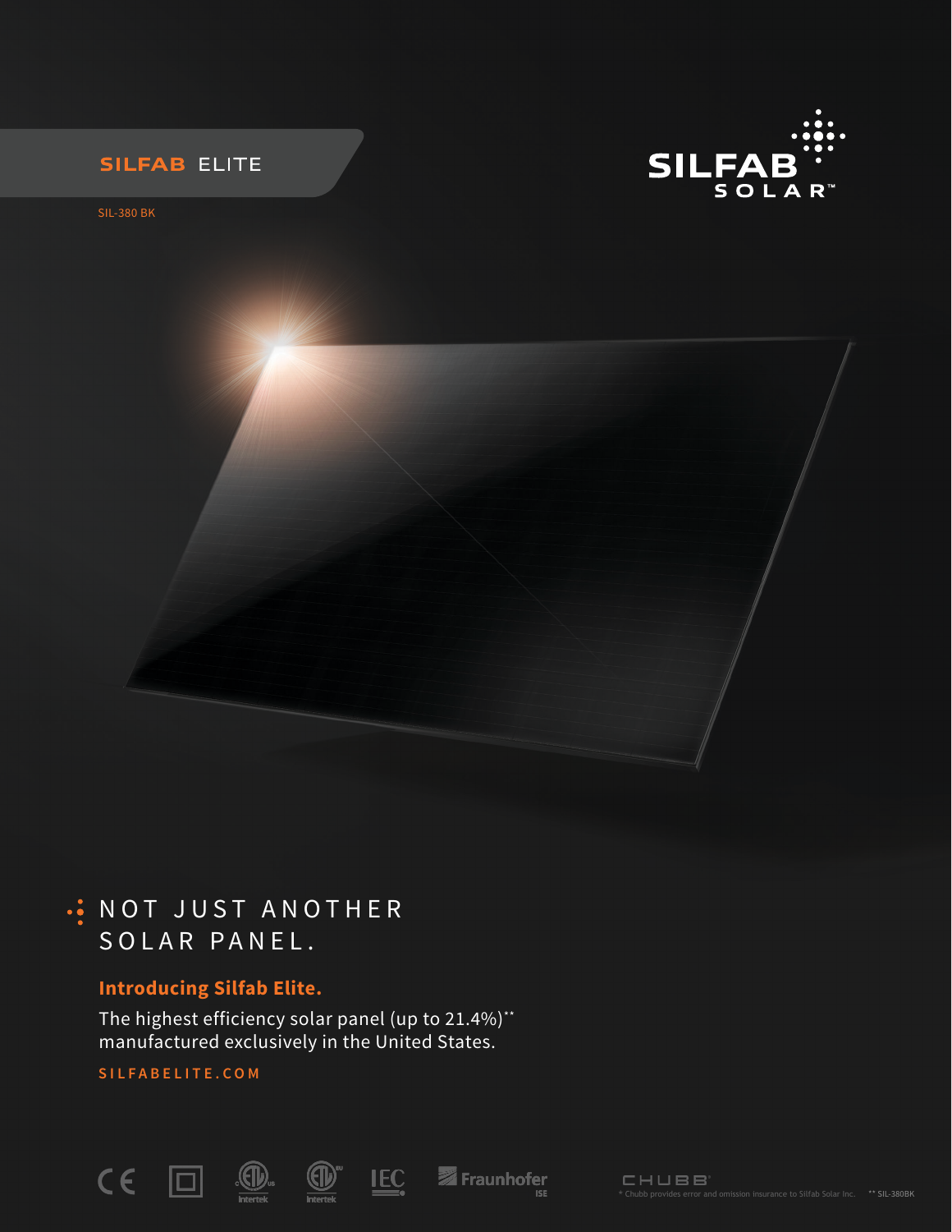**SILFAB** ELITE

SIL-380 BK

SILFAB SOLAR™

# NOT JUST ANOTHER SOLAR PANEL.

## Introducing Silfab Elite.

The highest efficiency solar panel (up to 21.4%)** manufactured exclusively in the United States.

SILFABELITE.COM

CHUBB®

* Chubb provides error and omission insurance to Silfab Solar Inc.

** SIL-380BK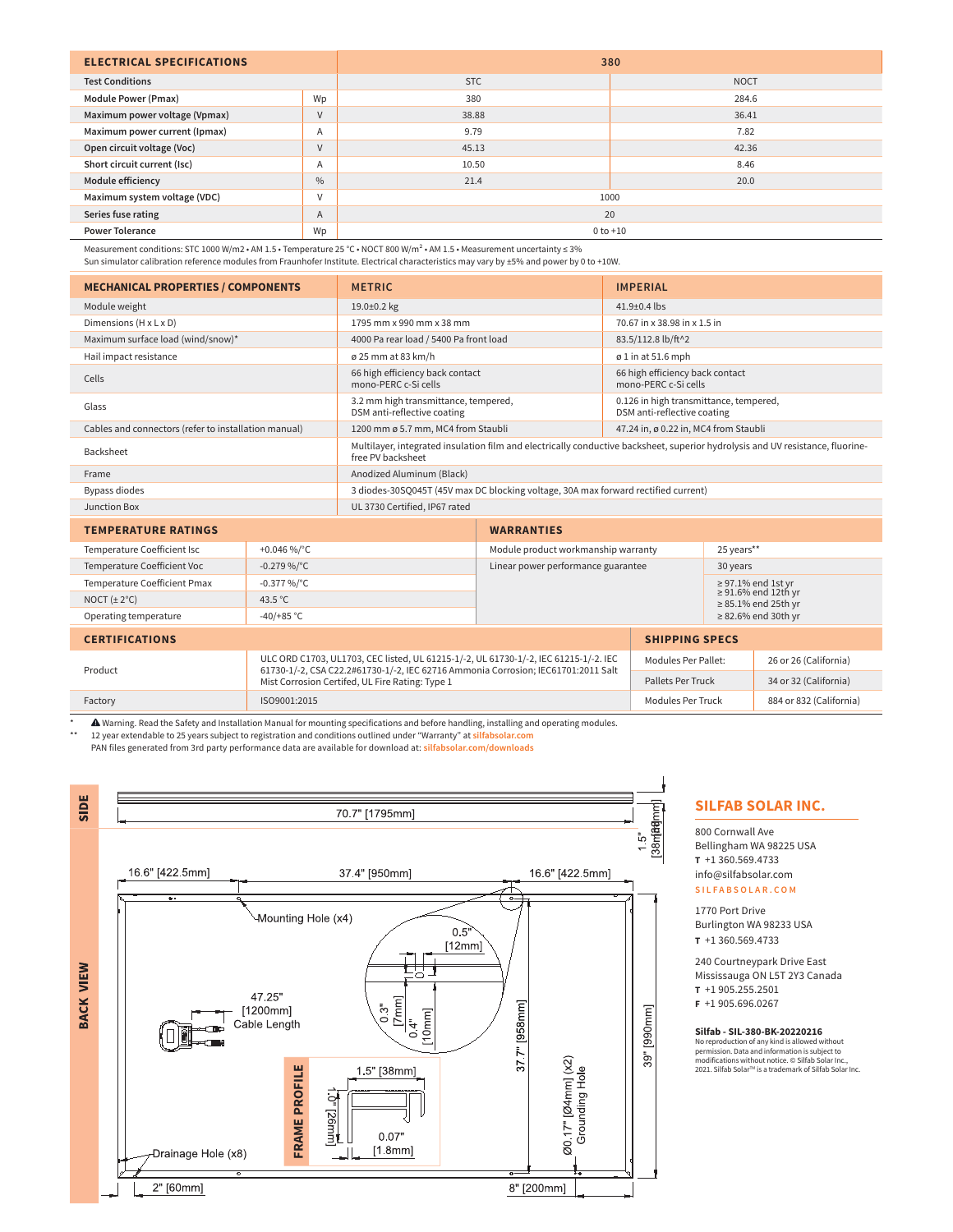| ELECTRICAL SPECIFICATIONS | | 380 | |
|---|---|---|---|
| Test Conditions | | STC | NOCT |
| Module Power (Pmax) | Wp | 380 | 284.6 |
| Maximum power voltage (Vpmax) | V | 38.88 | 36.41 |
| Maximum power current (Ipmax) | A | 9.79 | 7.82 |
| Open circuit voltage (Voc) | V | 45.13 | 42.36 |
| Short circuit current (Isc) | A | 10.50 | 8.46 |
| Module efficiency | % | 21.4 | 20.0 |
| Maximum system voltage (VDC) | V | 1000 | |
| Series fuse rating | A | 20 | |
| Power Tolerance | Wp | 0 to +10 | |

Measurement conditions: STC 1000 W/m2 • AM 1.5 • Temperature 25 °C • NOCT 800 W/m² • AM 1.5 • Measurement uncertainty ≤ 3%
Sun simulator calibration reference modules from Fraunhofer Institute. Electrical characteristics may vary by ±5% and power by 0 to +10W.

| MECHANICAL PROPERTIES / COMPONENTS | METRIC | IMPERIAL |
|---|---|---|
| Module weight | 19.0±0.2 kg | 41.9±0.4 lbs |
| Dimensions (H x L x D) | 1795 mm x 990 mm x 38 mm | 70.67 in x 38.98 in x 1.5 in |
| Maximum surface load (wind/snow)* | 4000 Pa rear load / 5400 Pa front load | 83.5/112.8 lb/ft^2 |
| Hail impact resistance | ø 25 mm at 83 km/h | ø 1 in at 51.6 mph |
| Cells | 66 high efficiency back contact mono-PERC c-Si cells | 66 high efficiency back contact mono-PERC c-Si cells |
| Glass | 3.2 mm high transmittance, tempered, DSM anti-reflective coating | 0.126 in high transmittance, tempered, DSM anti-reflective coating |
| Cables and connectors (refer to installation manual) | 1200 mm ø 5.7 mm, MC4 from Staubli | 47.24 in, ø 0.22 in, MC4 from Staubli |
| Backsheet | Multilayer, integrated insulation film and electrically conductive backsheet, superior hydrolysis and UV resistance, fluorine-free PV backsheet | |
| Frame | Anodized Aluminum (Black) | |
| Bypass diodes | 3 diodes-30SQ045T (45V max DC blocking voltage, 30A max forward rectified current) | |
| Junction Box | UL 3730 Certified, IP67 rated | |

| TEMPERATURE RATINGS | |
|---|---|
| Temperature Coefficient Isc | +0.046 %/°C |
| Temperature Coefficient Voc | -0.279 %/°C |
| Temperature Coefficient Pmax | -0.377 %/°C |
| NOCT (± 2°C) | 43.5 °C |
| Operating temperature | -40/+85 °C |

| WARRANTIES | |
|---|---|
| Module product workmanship warranty | 25 years** |
| Linear power performance guarantee | 30 years |
| | ≥ 97.1% end 1st yr<br>≥ 91.6% end 12th yr<br>≥ 85.1% end 25th yr<br>≥ 82.6% end 30th yr |

| CERTIFICATIONS | |
|---|---|
| Product | ULC ORD C1703, UL1703, CEC listed, UL 61215-1/-2, UL 61730-1/-2, IEC 61215-1/-2. IEC 61730-1/-2, CSA C22.2#61730-1/-2, IEC 62716 Ammonia Corrosion; IEC61701:2011 Salt Mist Corrosion Certifed, UL Fire Rating: Type 1 |
| Factory | ISO9001:2015 |

| SHIPPING SPECS | |
|---|---|
| Modules Per Pallet: | 26 or 26 (California) |
| Pallets Per Truck | 34 or 32 (California) |
| Modules Per Truck | 884 or 832 (California) |

\* ⚠ Warning. Read the Safety and Installation Manual for mounting specifications and before handling, installing and operating modules.
\*\* 12 year extendable to 25 years subject to registration and conditions outlined under "Warranty" at silfabsolar.com
PAN files generated from 3rd party performance data are available for download at: silfabsolar.com/downloads

SIDE
70.7" [1795mm]
1.5" [38mm]

BACK VIEW
16.6" [422.5mm] 37.4" [950mm] 16.6" [422.5mm]
Mounting Hole (x4)
0.5" [12mm]
0.3" [7mm]
0.4" [10mm]
47.25" [1200mm] Cable Length
37.7" [958mm]
39" [990mm]
Ø0.17" [Ø4mm] (x2) Grounding Hole
FRAME PROFILE
1.5" [38mm]
1.0" [26mm]
0.07" [1.8mm]
Drainage Hole (x8)
2" [60mm]
8" [200mm]

## SILFAB SOLAR INC.

800 Cornwall Ave
Bellingham WA 98225 USA
**T** +1 360.569.4733
info@silfabsolar.com
SILFABSOLAR.COM

1770 Port Drive
Burlington WA 98233 USA
**T** +1 360.569.4733

240 Courtneypark Drive East
Mississauga ON L5T 2Y3 Canada
**T** +1 905.255.2501
**F** +1 905.696.0267

**Silfab - SIL-380-BK-20220216**
No reproduction of any kind is allowed without permission. Data and information is subject to modifications without notice. © Silfab Solar Inc., 2021. Silfab Solar™ is a trademark of Silfab Solar Inc.